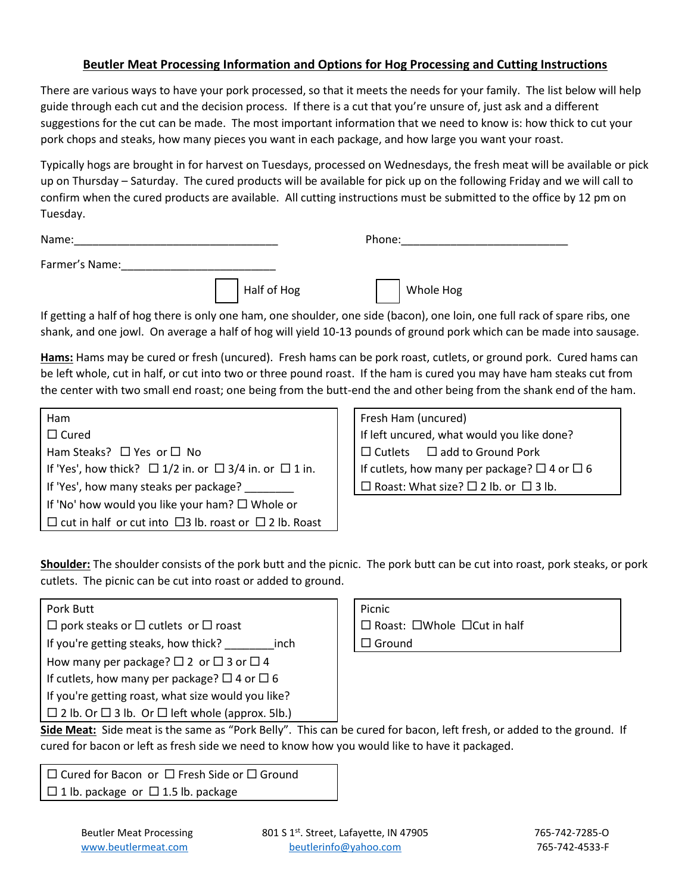## Beutler Meat Processing Information and Options for Hog Processing and Cutting Instructions

There are various ways to have your pork processed, so that it meets the needs for your family. The list below will help guide through each cut and the decision process. If there is a cut that you're unsure of, just ask and a different suggestions for the cut can be made. The most important information that we need to know is: how thick to cut your pork chops and steaks, how many pieces you want in each package, and how large you want your roast.

Typically hogs are brought in for harvest on Tuesdays, processed on Wednesdays, the fresh meat will be available or pick up on Thursday – Saturday. The cured products will be available for pick up on the following Friday and we will call to confirm when the cured products are available. All cutting instructions must be submitted to the office by 12 pm on Tuesday.

Name:_________________________________ Phone:___________________________

Farmer's Name:_________________________

☐ Half of Hog ☐ Whole Hog

If getting a half of hog there is only one ham, one shoulder, one side (bacon), one loin, one full rack of spare ribs, one shank, and one jowl. On average a half of hog will yield 10-13 pounds of ground pork which can be made into sausage.

**Hams:** Hams may be cured or fresh (uncured). Fresh hams can be pork roast, cutlets, or ground pork. Cured hams can be left whole, cut in half, or cut into two or three pound roast. If the ham is cured you may have ham steaks cut from the center with two small end roast; one being from the butt-end the and other being from the shank end of the ham.

| Ham |
|---|
| ☐ Cured |
| Ham Steaks? ☐ Yes or ☐ No |
| If 'Yes', how thick? ☐ 1/2 in. or ☐ 3/4 in. or ☐ 1 in. |
| If 'Yes', how many steaks per package? ________ |
| If 'No' how would you like your ham? ☐ Whole or |
| ☐ cut in half or cut into ☐3 lb. roast or ☐ 2 lb. Roast |

| Fresh Ham (uncured) |
|---|
| If left uncured, what would you like done? |
| ☐ Cutlets ☐ add to Ground Pork |
| If cutlets, how many per package? ☐ 4 or ☐ 6 |
| ☐ Roast: What size? ☐ 2 lb. or ☐ 3 lb. |

**Shoulder:** The shoulder consists of the pork butt and the picnic. The pork butt can be cut into roast, pork steaks, or pork cutlets. The picnic can be cut into roast or added to ground.

| Pork Butt |
|---|
| ☐ pork steaks or ☐ cutlets or ☐ roast |
| If you're getting steaks, how thick? ________inch |
| How many per package? ☐ 2 or ☐ 3 or ☐ 4 |
| If cutlets, how many per package? ☐ 4 or ☐ 6 |
| If you're getting roast, what size would you like? |
| ☐ 2 lb. Or ☐ 3 lb. Or ☐ left whole (approx. 5lb.) |

| Picnic |
|---|
| ☐ Roast: ☐Whole ☐Cut in half |
| ☐ Ground |

**Side Meat:** Side meat is the same as "Pork Belly". This can be cured for bacon, left fresh, or added to the ground. If cured for bacon or left as fresh side we need to know how you would like to have it packaged.

| ☐ Cured for Bacon or ☐ Fresh Side or ☐ Ground |
|---|
| ☐ 1 lb. package or ☐ 1.5 lb. package |

Beutler Meat Processing
www.beutlermeat.com

801 S 1st. Street, Lafayette, IN 47905
beutlerinfo@yahoo.com

765-742-7285-O
765-742-4533-F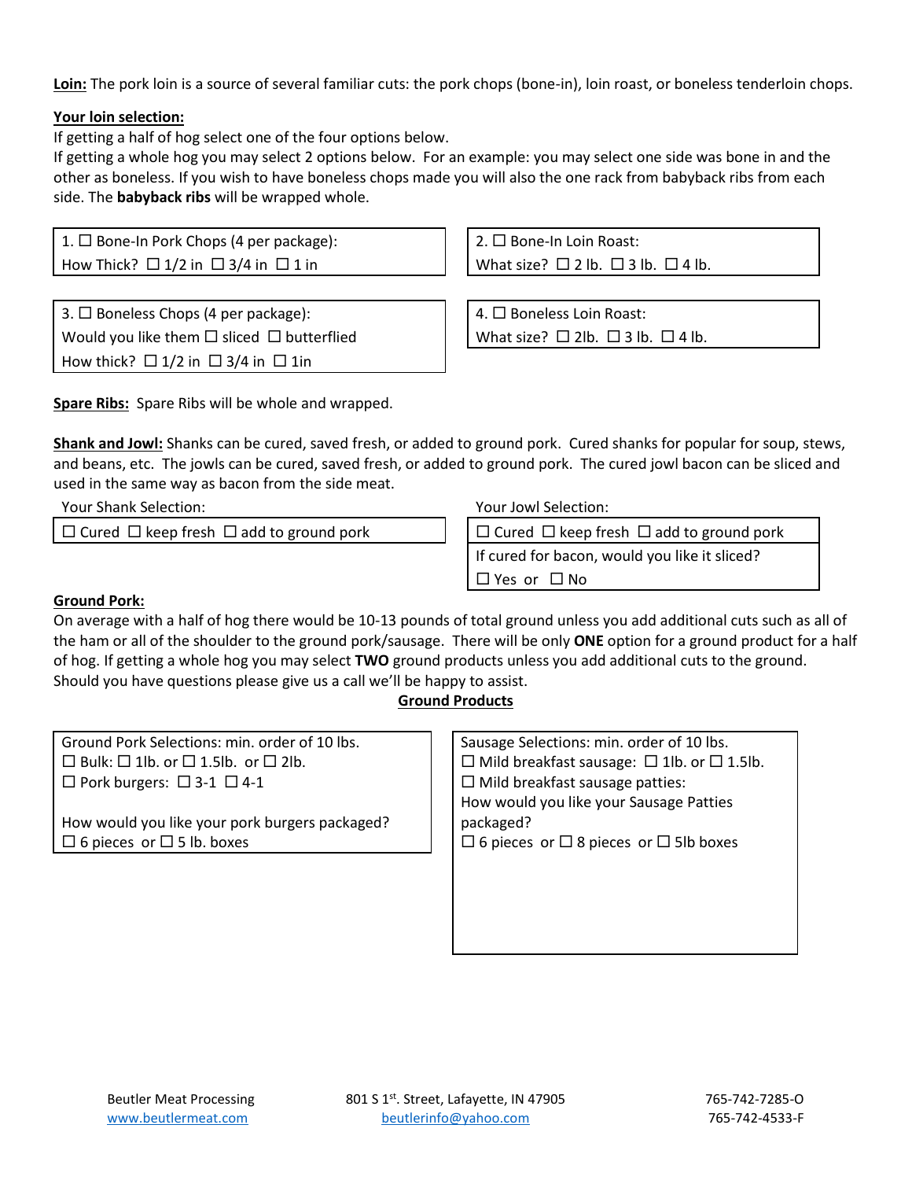**Loin:** The pork loin is a source of several familiar cuts: the pork chops (bone-in), loin roast, or boneless tenderloin chops.

**Your loin selection:**

If getting a half of hog select one of the four options below.
If getting a whole hog you may select 2 options below. For an example: you may select one side was bone in and the other as boneless. If you wish to have boneless chops made you will also the one rack from babyback ribs from each side. The **babyback ribs** will be wrapped whole.

1. ☐ Bone-In Pork Chops (4 per package):
How Thick? ☐ 1/2 in ☐ 3/4 in ☐ 1 in

2. ☐ Bone-In Loin Roast:
What size? ☐ 2 lb. ☐ 3 lb. ☐ 4 lb.

3. ☐ Boneless Chops (4 per package):
Would you like them ☐ sliced ☐ butterflied
How thick? ☐ 1/2 in ☐ 3/4 in ☐ 1in

4. ☐ Boneless Loin Roast:
What size? ☐ 2lb. ☐ 3 lb. ☐ 4 lb.

**Spare Ribs:** Spare Ribs will be whole and wrapped.

**Shank and Jowl:** Shanks can be cured, saved fresh, or added to ground pork. Cured shanks for popular for soup, stews, and beans, etc. The jowls can be cured, saved fresh, or added to ground pork. The cured jowl bacon can be sliced and used in the same way as bacon from the side meat.

Your Shank Selection:

☐ Cured ☐ keep fresh ☐ add to ground pork

Your Jowl Selection:

☐ Cured ☐ keep fresh ☐ add to ground pork
If cured for bacon, would you like it sliced?
☐ Yes or ☐ No

**Ground Pork:**

On average with a half of hog there would be 10-13 pounds of total ground unless you add additional cuts such as all of the ham or all of the shoulder to the ground pork/sausage. There will be only **ONE** option for a ground product for a half of hog. If getting a whole hog you may select **TWO** ground products unless you add additional cuts to the ground. Should you have questions please give us a call we'll be happy to assist.

**Ground Products**

Ground Pork Selections: min. order of 10 lbs.
☐ Bulk: ☐ 1lb. or ☐ 1.5lb. or ☐ 2lb.
☐ Pork burgers: ☐ 3-1 ☐ 4-1

How would you like your pork burgers packaged?
☐ 6 pieces or ☐ 5 lb. boxes

Sausage Selections: min. order of 10 lbs.
☐ Mild breakfast sausage: ☐ 1lb. or ☐ 1.5lb.
☐ Mild breakfast sausage patties:
How would you like your Sausage Patties packaged?
☐ 6 pieces or ☐ 8 pieces or ☐ 5lb boxes

Beutler Meat Processing
www.beutlermeat.com

801 S 1st. Street, Lafayette, IN 47905
beutlerinfo@yahoo.com

765-742-7285-O
765-742-4533-F